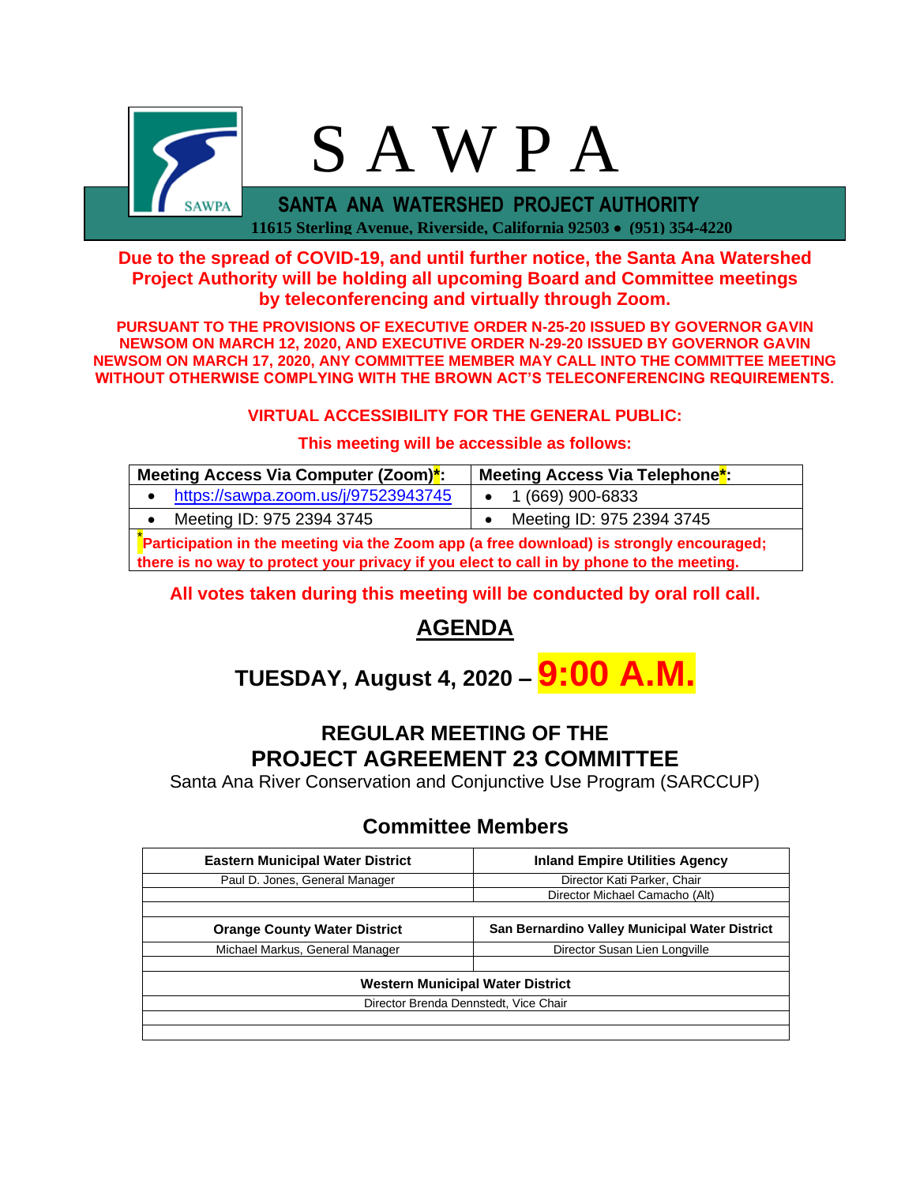# S A W P A

**SANTA ANA WATERSHED PROJECT AUTHORITY**

**11615 Sterling Avenue, Riverside, California 92503 • (951) 354-4220**

**Due to the spread of COVID-19, and until further notice, the Santa Ana Watershed Project Authority will be holding all upcoming Board and Committee meetings by teleconferencing and virtually through Zoom.**

**PURSUANT TO THE PROVISIONS OF EXECUTIVE ORDER N-25-20 ISSUED BY GOVERNOR GAVIN NEWSOM ON MARCH 12, 2020, AND EXECUTIVE ORDER N-29-20 ISSUED BY GOVERNOR GAVIN NEWSOM ON MARCH 17, 2020, ANY COMMITTEE MEMBER MAY CALL INTO THE COMMITTEE MEETING WITHOUT OTHERWISE COMPLYING WITH THE BROWN ACT'S TELECONFERENCING REQUIREMENTS.**

**VIRTUAL ACCESSIBILITY FOR THE GENERAL PUBLIC:**

**This meeting will be accessible as follows:**

| Meeting Access Via Computer (Zoom)*: | Meeting Access Via Telephone*: |
|---|---|
| • https://sawpa.zoom.us/j/97523943745 | • 1 (669) 900-6833 |
| • Meeting ID: 975 2394 3745 | • Meeting ID: 975 2394 3745 |
| ***Participation in the meeting via the Zoom app (a free download) is strongly encouraged; there is no way to protect your privacy if you elect to call in by phone to the meeting.** | |

**All votes taken during this meeting will be conducted by oral roll call.**

## AGENDA

## TUESDAY, August 4, 2020 – 9:00 A.M.

## REGULAR MEETING OF THE PROJECT AGREEMENT 23 COMMITTEE

Santa Ana River Conservation and Conjunctive Use Program (SARCCUP)

### Committee Members

| Eastern Municipal Water District | Inland Empire Utilities Agency |
|---|---|
| Paul D. Jones, General Manager | Director Kati Parker, Chair |
| | Director Michael Camacho (Alt) |
| **Orange County Water District** | **San Bernardino Valley Municipal Water District** |
| Michael Markus, General Manager | Director Susan Lien Longville |
| **Western Municipal Water District** | |
| Director Brenda Dennstedt, Vice Chair | |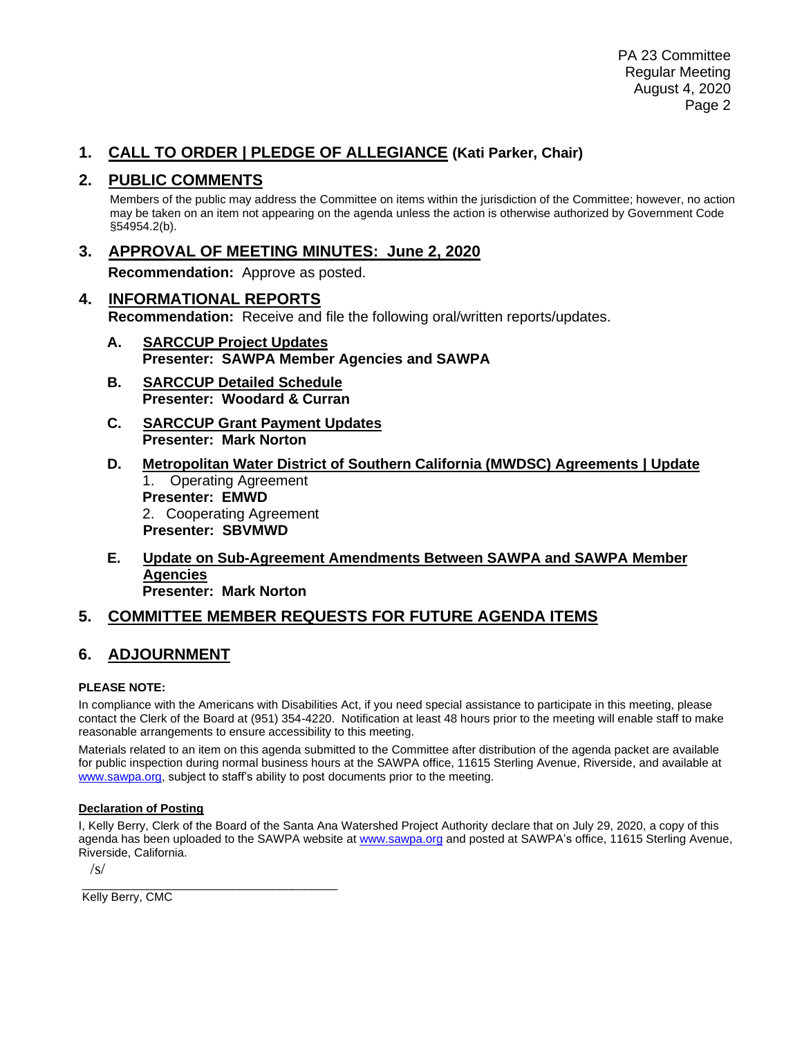## 1. CALL TO ORDER | PLEDGE OF ALLEGIANCE (Kati Parker, Chair)

## 2. PUBLIC COMMENTS

Members of the public may address the Committee on items within the jurisdiction of the Committee; however, no action may be taken on an item not appearing on the agenda unless the action is otherwise authorized by Government Code §54954.2(b).

## 3. APPROVAL OF MEETING MINUTES: June 2, 2020

**Recommendation:** Approve as posted.

## 4. INFORMATIONAL REPORTS

**Recommendation:** Receive and file the following oral/written reports/updates.

**A. SARCCUP Project Updates**
**Presenter: SAWPA Member Agencies and SAWPA**

**B. SARCCUP Detailed Schedule**
**Presenter: Woodard & Curran**

**C. SARCCUP Grant Payment Updates**
**Presenter: Mark Norton**

**D. Metropolitan Water District of Southern California (MWDSC) Agreements | Update**
1. Operating Agreement
**Presenter: EMWD**
2. Cooperating Agreement
**Presenter: SBVMWD**

**E. Update on Sub-Agreement Amendments Between SAWPA and SAWPA Member Agencies**
**Presenter: Mark Norton**

## 5. COMMITTEE MEMBER REQUESTS FOR FUTURE AGENDA ITEMS

## 6. ADJOURNMENT

**PLEASE NOTE:**

In compliance with the Americans with Disabilities Act, if you need special assistance to participate in this meeting, please contact the Clerk of the Board at (951) 354-4220. Notification at least 48 hours prior to the meeting will enable staff to make reasonable arrangements to ensure accessibility to this meeting.

Materials related to an item on this agenda submitted to the Committee after distribution of the agenda packet are available for public inspection during normal business hours at the SAWPA office, 11615 Sterling Avenue, Riverside, and available at www.sawpa.org, subject to staff's ability to post documents prior to the meeting.

**Declaration of Posting**

I, Kelly Berry, Clerk of the Board of the Santa Ana Watershed Project Authority declare that on July 29, 2020, a copy of this agenda has been uploaded to the SAWPA website at www.sawpa.org and posted at SAWPA's office, 11615 Sterling Avenue, Riverside, California.

/s/

_______________________________________

Kelly Berry, CMC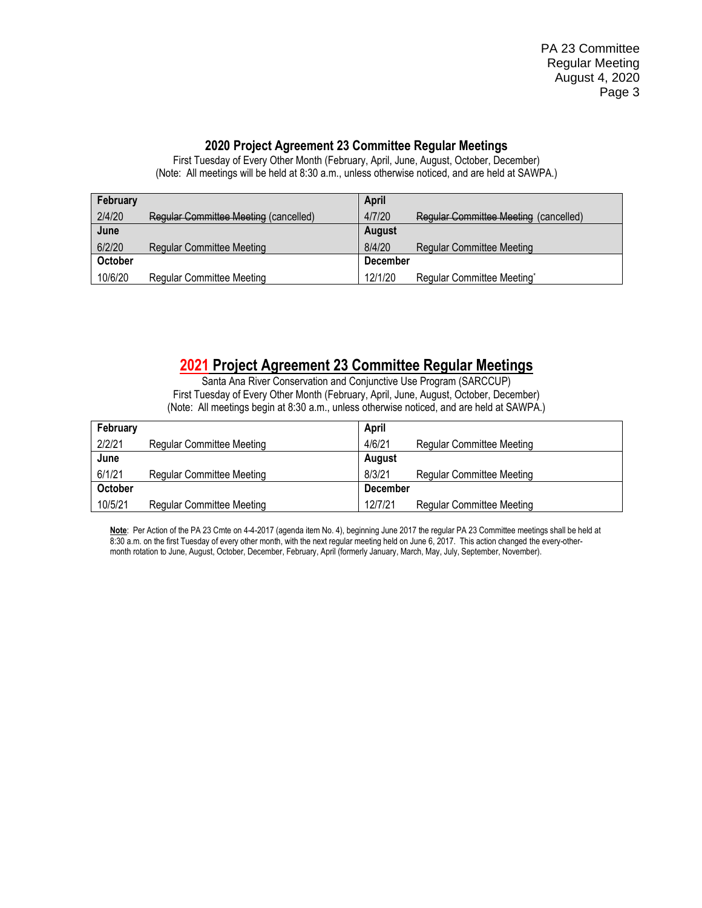## 2020 Project Agreement 23 Committee Regular Meetings

First Tuesday of Every Other Month (February, April, June, August, October, December)
(Note: All meetings will be held at 8:30 a.m., unless otherwise noticed, and are held at SAWPA.)

| February | | April | |
|---|---|---|---|
| 2/4/20 | ~~Regular Committee Meeting~~ (cancelled) | 4/7/20 | ~~Regular Committee Meeting~~ (cancelled) |
| **June** | | **August** | |
| 6/2/20 | Regular Committee Meeting | 8/4/20 | Regular Committee Meeting |
| **October** | | **December** | |
| 10/6/20 | Regular Committee Meeting | 12/1/20 | Regular Committee Meeting* |

## 2021 Project Agreement 23 Committee Regular Meetings

Santa Ana River Conservation and Conjunctive Use Program (SARCCUP)
First Tuesday of Every Other Month (February, April, June, August, October, December)
(Note: All meetings begin at 8:30 a.m., unless otherwise noticed, and are held at SAWPA.)

| February | | April | |
|---|---|---|---|
| 2/2/21 | Regular Committee Meeting | 4/6/21 | Regular Committee Meeting |
| **June** | | **August** | |
| 6/1/21 | Regular Committee Meeting | 8/3/21 | Regular Committee Meeting |
| **October** | | **December** | |
| 10/5/21 | Regular Committee Meeting | 12/7/21 | Regular Committee Meeting |

**Note**: Per Action of the PA 23 Cmte on 4-4-2017 (agenda item No. 4), beginning June 2017 the regular PA 23 Committee meetings shall be held at 8:30 a.m. on the first Tuesday of every other month, with the next regular meeting held on June 6, 2017. This action changed the every-other-month rotation to June, August, October, December, February, April (formerly January, March, May, July, September, November).